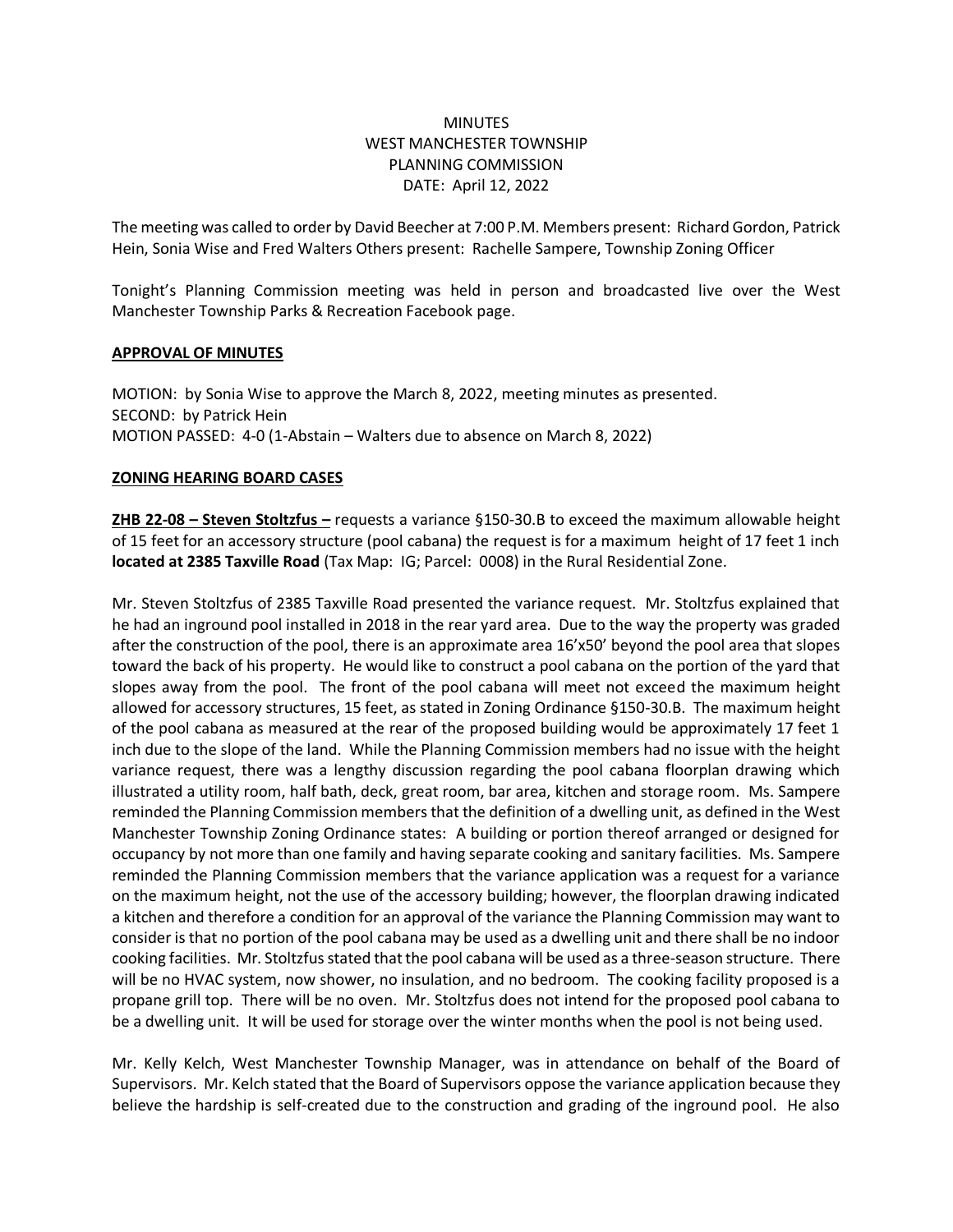MINUTES
WEST MANCHESTER TOWNSHIP
PLANNING COMMISSION
DATE: April 12, 2022

The meeting was called to order by David Beecher at 7:00 P.M. Members present: Richard Gordon, Patrick Hein, Sonia Wise and Fred Walters Others present: Rachelle Sampere, Township Zoning Officer

Tonight's Planning Commission meeting was held in person and broadcasted live over the West Manchester Township Parks & Recreation Facebook page.

**APPROVAL OF MINUTES**

MOTION: by Sonia Wise to approve the March 8, 2022, meeting minutes as presented.
SECOND: by Patrick Hein
MOTION PASSED: 4-0 (1-Abstain – Walters due to absence on March 8, 2022)

**ZONING HEARING BOARD CASES**

**ZHB 22-08 – Steven Stoltzfus –** requests a variance §150-30.B to exceed the maximum allowable height of 15 feet for an accessory structure (pool cabana) the request is for a maximum height of 17 feet 1 inch **located at 2385 Taxville Road** (Tax Map: IG; Parcel: 0008) in the Rural Residential Zone.

Mr. Steven Stoltzfus of 2385 Taxville Road presented the variance request. Mr. Stoltzfus explained that he had an inground pool installed in 2018 in the rear yard area. Due to the way the property was graded after the construction of the pool, there is an approximate area 16'x50' beyond the pool area that slopes toward the back of his property. He would like to construct a pool cabana on the portion of the yard that slopes away from the pool. The front of the pool cabana will meet not exceed the maximum height allowed for accessory structures, 15 feet, as stated in Zoning Ordinance §150-30.B. The maximum height of the pool cabana as measured at the rear of the proposed building would be approximately 17 feet 1 inch due to the slope of the land. While the Planning Commission members had no issue with the height variance request, there was a lengthy discussion regarding the pool cabana floorplan drawing which illustrated a utility room, half bath, deck, great room, bar area, kitchen and storage room. Ms. Sampere reminded the Planning Commission members that the definition of a dwelling unit, as defined in the West Manchester Township Zoning Ordinance states: A building or portion thereof arranged or designed for occupancy by not more than one family and having separate cooking and sanitary facilities. Ms. Sampere reminded the Planning Commission members that the variance application was a request for a variance on the maximum height, not the use of the accessory building; however, the floorplan drawing indicated a kitchen and therefore a condition for an approval of the variance the Planning Commission may want to consider is that no portion of the pool cabana may be used as a dwelling unit and there shall be no indoor cooking facilities. Mr. Stoltzfus stated that the pool cabana will be used as a three-season structure. There will be no HVAC system, now shower, no insulation, and no bedroom. The cooking facility proposed is a propane grill top. There will be no oven. Mr. Stoltzfus does not intend for the proposed pool cabana to be a dwelling unit. It will be used for storage over the winter months when the pool is not being used.

Mr. Kelly Kelch, West Manchester Township Manager, was in attendance on behalf of the Board of Supervisors. Mr. Kelch stated that the Board of Supervisors oppose the variance application because they believe the hardship is self-created due to the construction and grading of the inground pool. He also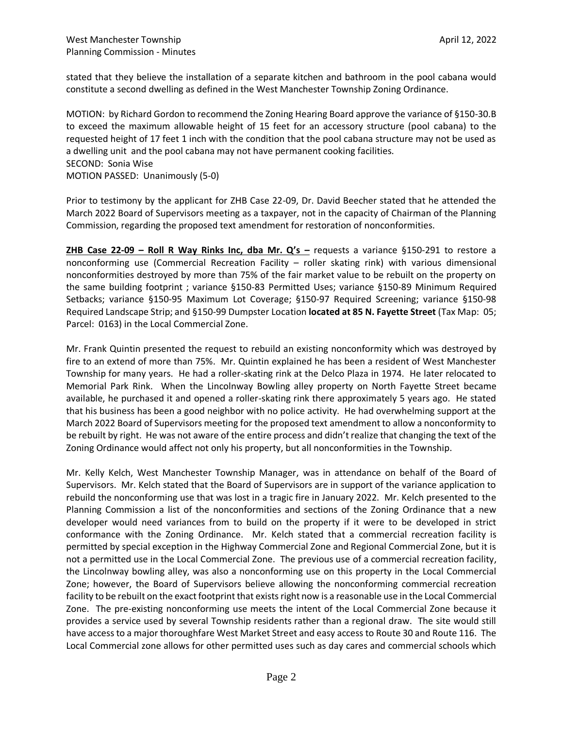stated that they believe the installation of a separate kitchen and bathroom in the pool cabana would constitute a second dwelling as defined in the West Manchester Township Zoning Ordinance.

MOTION: by Richard Gordon to recommend the Zoning Hearing Board approve the variance of §150-30.B to exceed the maximum allowable height of 15 feet for an accessory structure (pool cabana) to the requested height of 17 feet 1 inch with the condition that the pool cabana structure may not be used as a dwelling unit and the pool cabana may not have permanent cooking facilities.
SECOND: Sonia Wise
MOTION PASSED: Unanimously (5-0)

Prior to testimony by the applicant for ZHB Case 22-09, Dr. David Beecher stated that he attended the March 2022 Board of Supervisors meeting as a taxpayer, not in the capacity of Chairman of the Planning Commission, regarding the proposed text amendment for restoration of nonconformities.

**ZHB Case 22-09 – Roll R Way Rinks Inc, dba Mr. Q's –** requests a variance §150-291 to restore a nonconforming use (Commercial Recreation Facility – roller skating rink) with various dimensional nonconformities destroyed by more than 75% of the fair market value to be rebuilt on the property on the same building footprint ; variance §150-83 Permitted Uses; variance §150-89 Minimum Required Setbacks; variance §150-95 Maximum Lot Coverage; §150-97 Required Screening; variance §150-98 Required Landscape Strip; and §150-99 Dumpster Location **located at 85 N. Fayette Street** (Tax Map: 05; Parcel: 0163) in the Local Commercial Zone.

Mr. Frank Quintin presented the request to rebuild an existing nonconformity which was destroyed by fire to an extend of more than 75%. Mr. Quintin explained he has been a resident of West Manchester Township for many years. He had a roller-skating rink at the Delco Plaza in 1974. He later relocated to Memorial Park Rink. When the Lincolnway Bowling alley property on North Fayette Street became available, he purchased it and opened a roller-skating rink there approximately 5 years ago. He stated that his business has been a good neighbor with no police activity. He had overwhelming support at the March 2022 Board of Supervisors meeting for the proposed text amendment to allow a nonconformity to be rebuilt by right. He was not aware of the entire process and didn't realize that changing the text of the Zoning Ordinance would affect not only his property, but all nonconformities in the Township.

Mr. Kelly Kelch, West Manchester Township Manager, was in attendance on behalf of the Board of Supervisors. Mr. Kelch stated that the Board of Supervisors are in support of the variance application to rebuild the nonconforming use that was lost in a tragic fire in January 2022. Mr. Kelch presented to the Planning Commission a list of the nonconformities and sections of the Zoning Ordinance that a new developer would need variances from to build on the property if it were to be developed in strict conformance with the Zoning Ordinance. Mr. Kelch stated that a commercial recreation facility is permitted by special exception in the Highway Commercial Zone and Regional Commercial Zone, but it is not a permitted use in the Local Commercial Zone. The previous use of a commercial recreation facility, the Lincolnway bowling alley, was also a nonconforming use on this property in the Local Commercial Zone; however, the Board of Supervisors believe allowing the nonconforming commercial recreation facility to be rebuilt on the exact footprint that exists right now is a reasonable use in the Local Commercial Zone. The pre-existing nonconforming use meets the intent of the Local Commercial Zone because it provides a service used by several Township residents rather than a regional draw. The site would still have access to a major thoroughfare West Market Street and easy access to Route 30 and Route 116. The Local Commercial zone allows for other permitted uses such as day cares and commercial schools which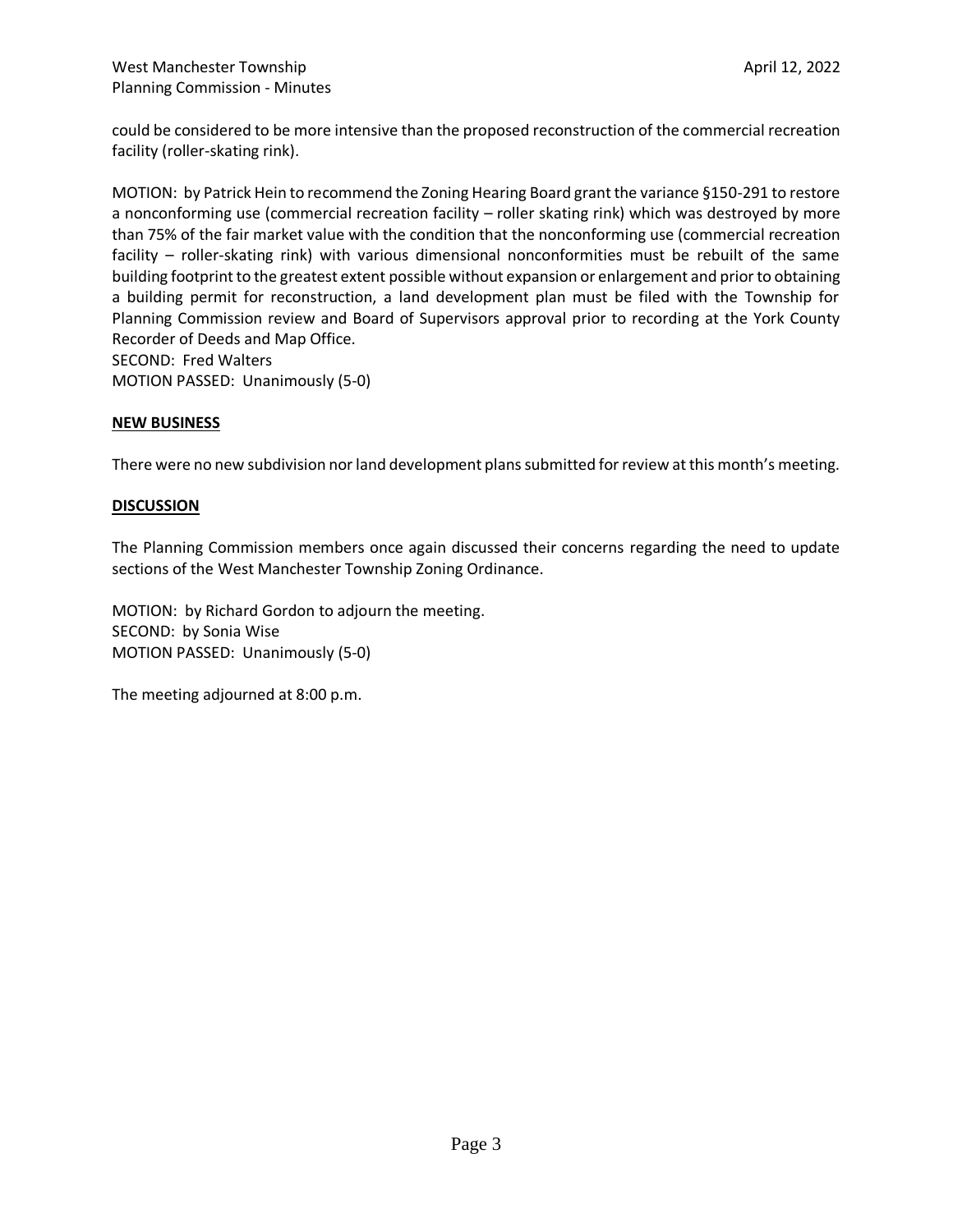could be considered to be more intensive than the proposed reconstruction of the commercial recreation facility (roller-skating rink).

MOTION: by Patrick Hein to recommend the Zoning Hearing Board grant the variance §150-291 to restore a nonconforming use (commercial recreation facility – roller skating rink) which was destroyed by more than 75% of the fair market value with the condition that the nonconforming use (commercial recreation facility – roller-skating rink) with various dimensional nonconformities must be rebuilt of the same building footprint to the greatest extent possible without expansion or enlargement and prior to obtaining a building permit for reconstruction, a land development plan must be filed with the Township for Planning Commission review and Board of Supervisors approval prior to recording at the York County Recorder of Deeds and Map Office.
SECOND: Fred Walters
MOTION PASSED: Unanimously (5-0)

**NEW BUSINESS**

There were no new subdivision nor land development plans submitted for review at this month's meeting.

**DISCUSSION**

The Planning Commission members once again discussed their concerns regarding the need to update sections of the West Manchester Township Zoning Ordinance.

MOTION: by Richard Gordon to adjourn the meeting.
SECOND: by Sonia Wise
MOTION PASSED: Unanimously (5-0)

The meeting adjourned at 8:00 p.m.